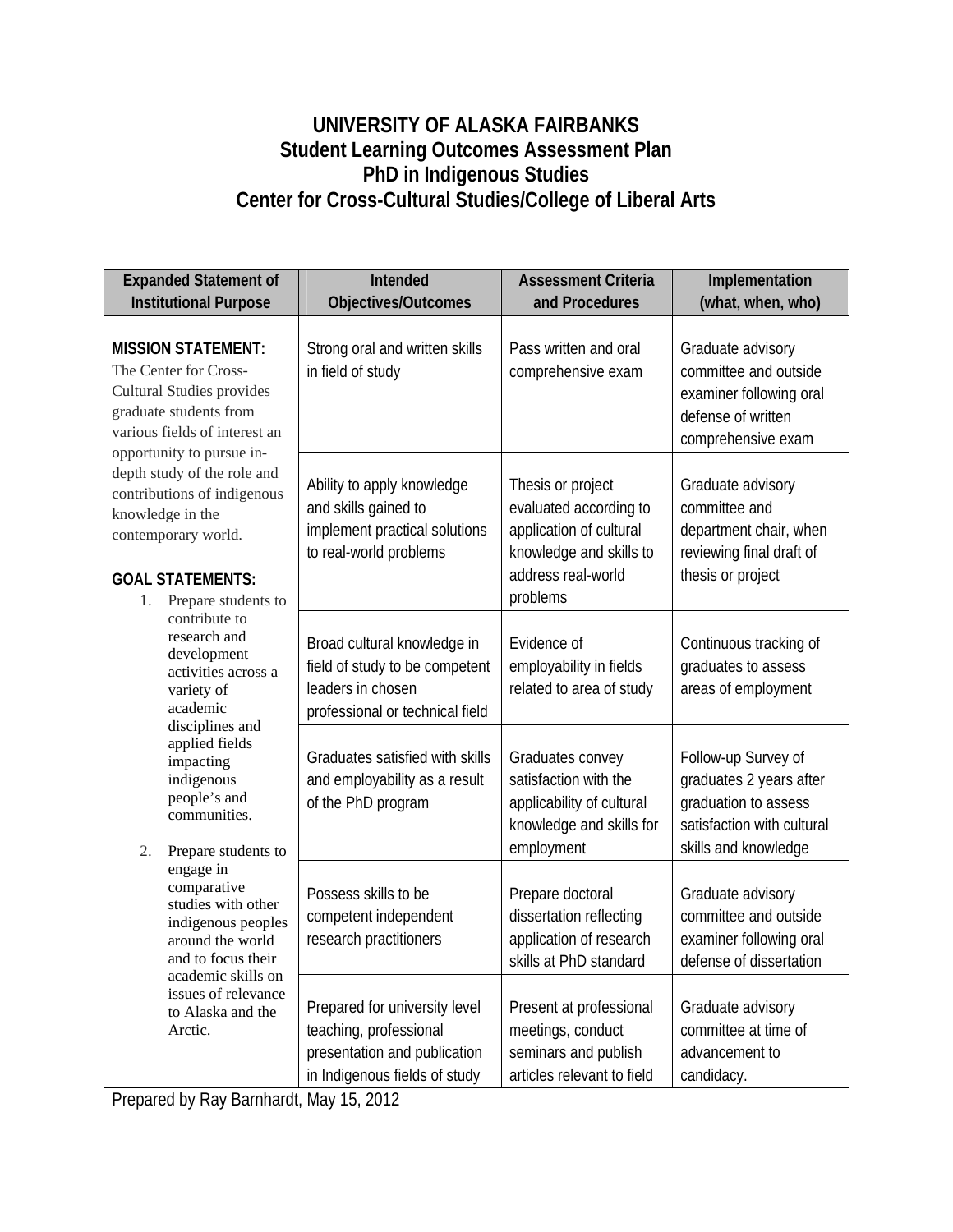# UNIVERSITY OF ALASKA FAIRBANKS
## Student Learning Outcomes Assessment Plan
## PhD in Indigenous Studies
## Center for Cross-Cultural Studies/College of Liberal Arts

| Expanded Statement of Institutional Purpose | Intended Objectives/Outcomes | Assessment Criteria and Procedures | Implementation (what, when, who) |
|---|---|---|---|
| **MISSION STATEMENT:** The Center for Cross-Cultural Studies provides graduate students from various fields of interest an opportunity to pursue in-depth study of the role and contributions of indigenous knowledge in the contemporary world.<br><br>**GOAL STATEMENTS:**<br>1. Prepare students to contribute to research and development activities across a variety of academic disciplines and applied fields impacting indigenous people's and communities.<br>2. Prepare students to engage in comparative studies with other indigenous peoples around the world and to focus their academic skills on issues of relevance to Alaska and the Arctic. | Strong oral and written skills in field of study | Pass written and oral comprehensive exam | Graduate advisory committee and outside examiner following oral defense of written comprehensive exam |
| | Ability to apply knowledge and skills gained to implement practical solutions to real-world problems | Thesis or project evaluated according to application of cultural knowledge and skills to address real-world problems | Graduate advisory committee and department chair, when reviewing final draft of thesis or project |
| | Broad cultural knowledge in field of study to be competent leaders in chosen professional or technical field | Evidence of employability in fields related to area of study | Continuous tracking of graduates to assess areas of employment |
| | Graduates satisfied with skills and employability as a result of the PhD program | Graduates convey satisfaction with the applicability of cultural knowledge and skills for employment | Follow-up Survey of graduates 2 years after graduation to assess satisfaction with cultural skills and knowledge |
| | Possess skills to be competent independent research practitioners | Prepare doctoral dissertation reflecting application of research skills at PhD standard | Graduate advisory committee and outside examiner following oral defense of dissertation |
| | Prepared for university level teaching, professional presentation and publication in Indigenous fields of study | Present at professional meetings, conduct seminars and publish articles relevant to field | Graduate advisory committee at time of advancement to candidacy. |

Prepared by Ray Barnhardt, May 15, 2012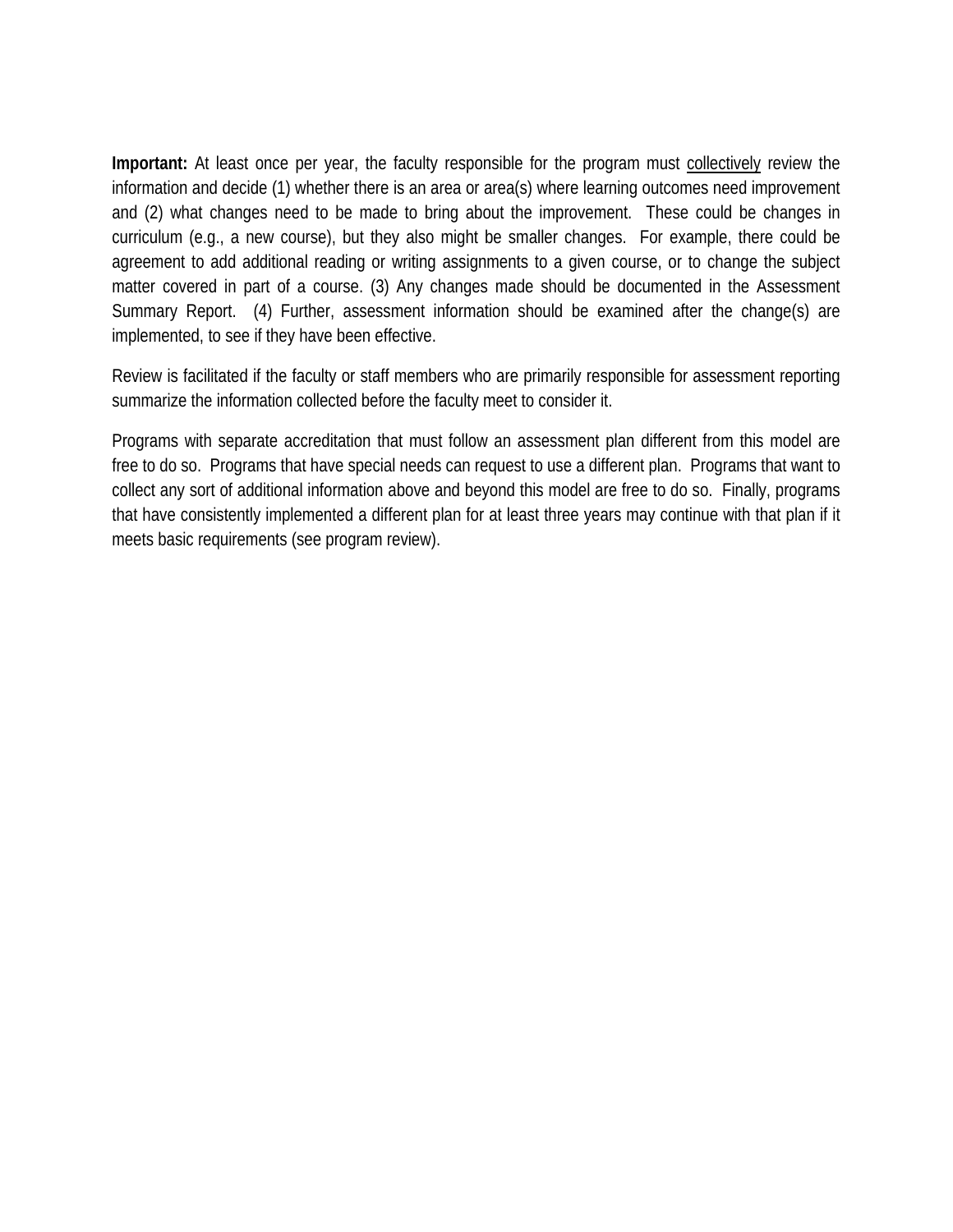**Important:** At least once per year, the faculty responsible for the program must <u>collectively</u> review the information and decide (1) whether there is an area or area(s) where learning outcomes need improvement and (2) what changes need to be made to bring about the improvement. These could be changes in curriculum (e.g., a new course), but they also might be smaller changes. For example, there could be agreement to add additional reading or writing assignments to a given course, or to change the subject matter covered in part of a course. (3) Any changes made should be documented in the Assessment Summary Report. (4) Further, assessment information should be examined after the change(s) are implemented, to see if they have been effective.

Review is facilitated if the faculty or staff members who are primarily responsible for assessment reporting summarize the information collected before the faculty meet to consider it.

Programs with separate accreditation that must follow an assessment plan different from this model are free to do so. Programs that have special needs can request to use a different plan. Programs that want to collect any sort of additional information above and beyond this model are free to do so. Finally, programs that have consistently implemented a different plan for at least three years may continue with that plan if it meets basic requirements (see program review).